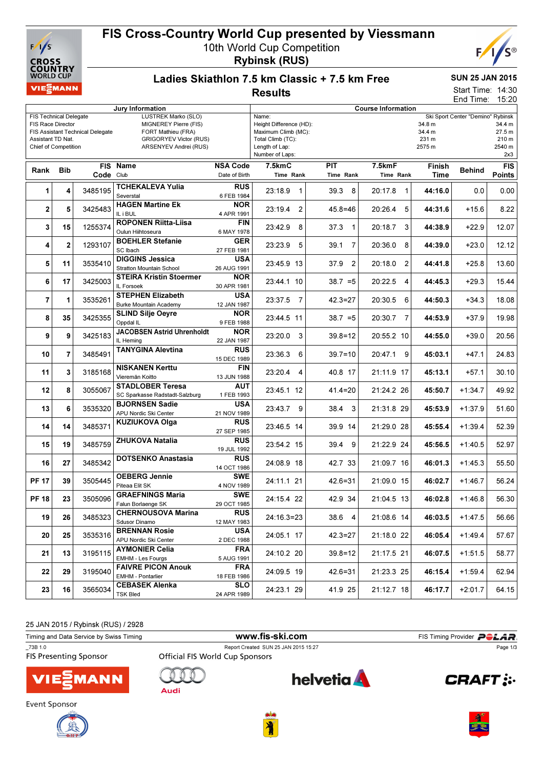# FIS Cross-Country World Cup presented by Viessmann

10th World Cup Competition
**Rybinsk (RUS)**

## Ladies Skiathlon 7.5 km Classic + 7.5 km Free

**Results**

**SUN 25 JAN 2015**
Start Time: 14:30
End Time: 15:20

| Jury Information | |
|---|---|
| FIS Technical Delegate | LUSTREK Marko (SLO) |
| FIS Race Director | MIGNEREY Pierre (FIS) |
| FIS Assistant Technical Delegate | FORT Mathieu (FRA) |
| Assistant TD Nat. | GRIGORYEV Victor (RUS) |
| Chief of Competition | ARSENYEV Andrei (RUS) |

| Course Information | | |
|---|---|---|
| Name: | Ski Sport Center "Demino" Rybinsk | |
| Height Difference (HD): | 34.8 m | 34.4 m |
| Maximum Climb (MC): | 34.4 m | 27.5 m |
| Total Climb (TC): | 231 m | 210 m |
| Length of Lap: | 2575 m | 2540 m |
| Number of Laps: | | 2x3 |

| Rank | Bib | FIS Code | Name / Club | NSA Code / Date of Birth | 7.5kmC Time | Rank | PIT Time | Rank | 7.5kmF Time | Rank | Finish Time | Behind | FIS Points |
|---|---|---|---|---|---|---|---|---|---|---|---|---|---|
| 1 | 4 | 3485195 | **TCHEKALEVA Yulia** / Severstal | RUS / 6 FEB 1984 | 23:18.9 | 1 | 39.3 | 8 | 20:17.8 | 1 | **44:16.0** | 0.0 | 0.00 |
| 2 | 5 | 3425483 | **HAGEN Martine Ek** / IL i BUL | NOR / 4 APR 1991 | 23:19.4 | 2 | 45.8 | =46 | 20:26.4 | 5 | **44:31.6** | +15.6 | 8.22 |
| 3 | 15 | 1255374 | **ROPONEN Riitta-Liisa** / Oulun Hiihtoseura | FIN / 6 MAY 1978 | 23:42.9 | 8 | 37.3 | 1 | 20:18.7 | 3 | **44:38.9** | +22.9 | 12.07 |
| 4 | 2 | 1293107 | **BOEHLER Stefanie** / SC Ibach | GER / 27 FEB 1981 | 23:23.9 | 5 | 39.1 | 7 | 20:36.0 | 8 | **44:39.0** | +23.0 | 12.12 |
| 5 | 11 | 3535410 | **DIGGINS Jessica** / Stratton Mountain School | USA / 26 AUG 1991 | 23:45.9 | 13 | 37.9 | 2 | 20:18.0 | 2 | **44:41.8** | +25.8 | 13.60 |
| 6 | 17 | 3425003 | **STEIRA Kristin Stoermer** / IL Forsoek | NOR / 30 APR 1981 | 23:44.1 | 10 | 38.7 | =5 | 20:22.5 | 4 | **44:45.3** | +29.3 | 15.44 |
| 7 | 1 | 3535261 | **STEPHEN Elizabeth** / Burke Mountain Academy | USA / 12 JAN 1987 | 23:37.5 | 7 | 42.3 | =27 | 20:30.5 | 6 | **44:50.3** | +34.3 | 18.08 |
| 8 | 35 | 3425355 | **SLIND Silje Oeyre** / Oppdal IL | NOR / 9 FEB 1988 | 23:44.5 | 11 | 38.7 | =5 | 20:30.7 | 7 | **44:53.9** | +37.9 | 19.98 |
| 9 | 9 | 3425183 | **JACOBSEN Astrid Uhrenholdt** / IL Heming | NOR / 22 JAN 1987 | 23:20.0 | 3 | 39.8 | =12 | 20:55.2 | 10 | **44:55.0** | +39.0 | 20.56 |
| 10 | 7 | 3485491 | **TANYGINA Alevtina** | RUS / 15 DEC 1989 | 23:36.3 | 6 | 39.7 | =10 | 20:47.1 | 9 | **45:03.1** | +47.1 | 24.83 |
| 11 | 3 | 3185168 | **NISKANEN Kerttu** / Vieremän Koitto | FIN / 13 JUN 1988 | 23:20.4 | 4 | 40.8 | 17 | 21:11.9 | 17 | **45:13.1** | +57.1 | 30.10 |
| 12 | 8 | 3055067 | **STADLOBER Teresa** / SC Sparkasse Radstadt-Salzburg | AUT / 1 FEB 1993 | 23:45.1 | 12 | 41.4 | =20 | 21:24.2 | 26 | **45:50.7** | +1:34.7 | 49.92 |
| 13 | 6 | 3535320 | **BJORNSEN Sadie** / APU Nordic Ski Center | USA / 21 NOV 1989 | 23:43.7 | 9 | 38.4 | 3 | 21:31.8 | 29 | **45:53.9** | +1:37.9 | 51.60 |
| 14 | 14 | 3485371 | **KUZIUKOVA Olga** | RUS / 27 SEP 1985 | 23:46.5 | 14 | 39.9 | 14 | 21:29.0 | 28 | **45:55.4** | +1:39.4 | 52.39 |
| 15 | 19 | 3485759 | **ZHUKOVA Natalia** | RUS / 19 JUL 1992 | 23:54.2 | 15 | 39.4 | 9 | 21:22.9 | 24 | **45:56.5** | +1:40.5 | 52.97 |
| 16 | 27 | 3485342 | **DOTSENKO Anastasia** | RUS / 14 OCT 1986 | 24:08.9 | 18 | 42.7 | 33 | 21:09.7 | 16 | **46:01.3** | +1:45.3 | 55.50 |
| PF 17 | 39 | 3505445 | **OEBERG Jennie** / Piteaa Elit SK | SWE / 4 NOV 1989 | 24:11.1 | 21 | 42.6 | =31 | 21:09.0 | 15 | **46:02.7** | +1:46.7 | 56.24 |
| PF 18 | 23 | 3505096 | **GRAEFNINGS Maria** / Falun Borlaenge SK | SWE / 29 OCT 1985 | 24:15.4 | 22 | 42.9 | 34 | 21:04.5 | 13 | **46:02.8** | +1:46.8 | 56.30 |
| 19 | 26 | 3485323 | **CHERNOUSOVA Marina** / Sdusor Dinamo | RUS / 12 MAY 1983 | 24:16.3 | =23 | 38.6 | 4 | 21:08.6 | 14 | **46:03.5** | +1:47.5 | 56.66 |
| 20 | 25 | 3535316 | **BRENNAN Rosie** / APU Nordic Ski Center | USA / 2 DEC 1988 | 24:05.1 | 17 | 42.3 | =27 | 21:18.0 | 22 | **46:05.4** | +1:49.4 | 57.67 |
| 21 | 13 | 3195115 | **AYMONIER Celia** / EMHM - Les Fourgs | FRA / 5 AUG 1991 | 24:10.2 | 20 | 39.8 | =12 | 21:17.5 | 21 | **46:07.5** | +1:51.5 | 58.77 |
| 22 | 29 | 3195040 | **FAIVRE PICON Anouk** / EMHM - Pontarlier | FRA / 18 FEB 1986 | 24:09.5 | 19 | 42.6 | =31 | 21:23.3 | 25 | **46:15.4** | +1:59.4 | 62.94 |
| 23 | 16 | 3565034 | **CEBASEK Alenka** / TSK Bled | SLO / 24 APR 1989 | 24:23.1 | 29 | 41.9 | 25 | 21:12.7 | 18 | **46:17.7** | +2:01.7 | 64.15 |

25 JAN 2015 / Rybinsk (RUS) / 2928

Timing and Data Service by Swiss Timing — www.fis-ski.com — FIS Timing Provider POLAR

_73B 1.0 — Report Created SUN 25 JAN 2015 15:27

FIS Presenting Sponsor — Official FIS World Cup Sponsors

Event Sponsor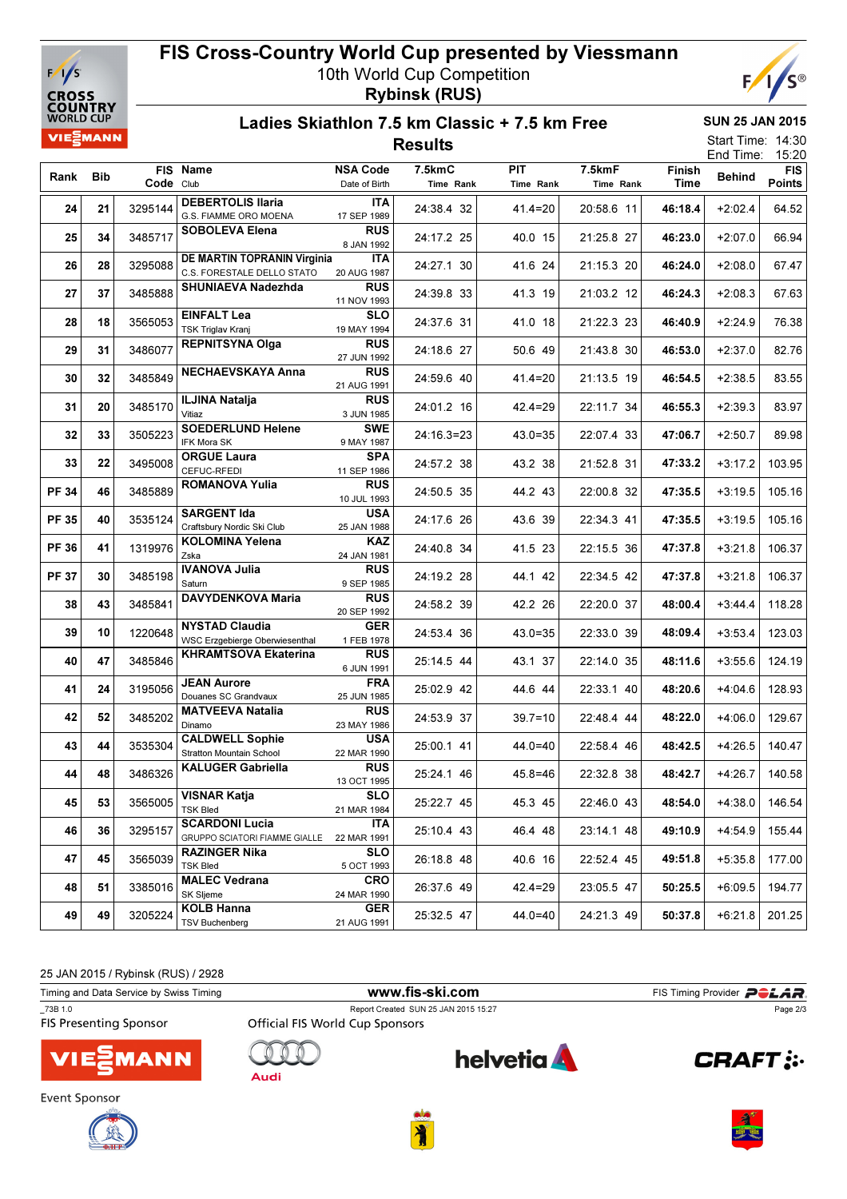# FIS Cross-Country World Cup presented by Viessmann

10th World Cup Competition

**Rybinsk (RUS)**

## Ladies Skiathlon 7.5 km Classic + 7.5 km Free

**Results**

**SUN 25 JAN 2015**

Start Time: 14:30
End Time: 15:20

| Rank | Bib | FIS Code | Name / Club | NSA Code / Date of Birth | 7.5kmC Time | Rank | PIT Time | Rank | 7.5kmF Time | Rank | Finish Time | Behind | FIS Points |
|---|---|---|---|---|---|---|---|---|---|---|---|---|---|
| 24 | 21 | 3295144 | **DEBERTOLIS Ilaria** G.S. FIAMME ORO MOENA | **ITA** 17 SEP 1989 | 24:38.4 | 32 | 41.4 | =20 | 20:58.6 | 11 | **46:18.4** | +2:02.4 | 64.52 |
| 25 | 34 | 3485717 | **SOBOLEVA Elena** | **RUS** 8 JAN 1992 | 24:17.2 | 25 | 40.0 | 15 | 21:25.8 | 27 | **46:23.0** | +2:07.0 | 66.94 |
| 26 | 28 | 3295088 | **DE MARTIN TOPRANIN Virginia** C.S. FORESTALE DELLO STATO | **ITA** 20 AUG 1987 | 24:27.1 | 30 | 41.6 | 24 | 21:15.3 | 20 | **46:24.0** | +2:08.0 | 67.47 |
| 27 | 37 | 3485888 | **SHUNIAEVA Nadezhda** | **RUS** 11 NOV 1993 | 24:39.8 | 33 | 41.3 | 19 | 21:03.2 | 12 | **46:24.3** | +2:08.3 | 67.63 |
| 28 | 18 | 3565053 | **EINFALT Lea** TSK Triglav Kranj | **SLO** 19 MAY 1994 | 24:37.6 | 31 | 41.0 | 18 | 21:22.3 | 23 | **46:40.9** | +2:24.9 | 76.38 |
| 29 | 31 | 3486077 | **REPNITSYNA Olga** | **RUS** 27 JUN 1992 | 24:18.6 | 27 | 50.6 | 49 | 21:43.8 | 30 | **46:53.0** | +2:37.0 | 82.76 |
| 30 | 32 | 3485849 | **NECHAEVSKAYA Anna** | **RUS** 21 AUG 1991 | 24:59.6 | 40 | 41.4 | =20 | 21:13.5 | 19 | **46:54.5** | +2:38.5 | 83.55 |
| 31 | 20 | 3485170 | **ILJINA Natalja** Vitiaz | **RUS** 3 JUN 1985 | 24:01.2 | 16 | 42.4 | =29 | 22:11.7 | 34 | **46:55.3** | +2:39.3 | 83.97 |
| 32 | 33 | 3505223 | **SOEDERLUND Helene** IFK Mora SK | **SWE** 9 MAY 1987 | 24:16.3 | =23 | 43.0 | =35 | 22:07.4 | 33 | **47:06.7** | +2:50.7 | 89.98 |
| 33 | 22 | 3495008 | **ORGUE Laura** CEFUC-RFEDI | **SPA** 11 SEP 1986 | 24:57.2 | 38 | 43.2 | 38 | 21:52.8 | 31 | **47:33.2** | +3:17.2 | 103.95 |
| PF 34 | 46 | 3485889 | **ROMANOVA Yulia** | **RUS** 10 JUL 1993 | 24:50.5 | 35 | 44.2 | 43 | 22:00.8 | 32 | **47:35.5** | +3:19.5 | 105.16 |
| PF 35 | 40 | 3535124 | **SARGENT Ida** Craftsbury Nordic Ski Club | **USA** 25 JAN 1988 | 24:17.6 | 26 | 43.6 | 39 | 22:34.3 | 41 | **47:35.5** | +3:19.5 | 105.16 |
| PF 36 | 41 | 1319976 | **KOLOMINA Yelena** Zska | **KAZ** 24 JAN 1981 | 24:40.8 | 34 | 41.5 | 23 | 22:15.5 | 36 | **47:37.8** | +3:21.8 | 106.37 |
| PF 37 | 30 | 3485198 | **IVANOVA Julia** Saturn | **RUS** 9 SEP 1985 | 24:19.2 | 28 | 44.1 | 42 | 22:34.5 | 42 | **47:37.8** | +3:21.8 | 106.37 |
| 38 | 43 | 3485841 | **DAVYDENKOVA Maria** | **RUS** 20 SEP 1992 | 24:58.2 | 39 | 42.2 | 26 | 22:20.0 | 37 | **48:00.4** | +3:44.4 | 118.28 |
| 39 | 10 | 1220648 | **NYSTAD Claudia** WSC Erzgebierge Oberwiesenthal | **GER** 1 FEB 1978 | 24:53.4 | 36 | 43.0 | =35 | 22:33.0 | 39 | **48:09.4** | +3:53.4 | 123.03 |
| 40 | 47 | 3485846 | **KHRAMTSOVA Ekaterina** | **RUS** 6 JUN 1991 | 25:14.5 | 44 | 43.1 | 37 | 22:14.0 | 35 | **48:11.6** | +3:55.6 | 124.19 |
| 41 | 24 | 3195056 | **JEAN Aurore** Douanes SC Grandvaux | **FRA** 25 JUN 1985 | 25:02.9 | 42 | 44.6 | 44 | 22:33.1 | 40 | **48:20.6** | +4:04.6 | 128.93 |
| 42 | 52 | 3485202 | **MATVEEVA Natalia** Dinamo | **RUS** 23 MAY 1986 | 24:53.9 | 37 | 39.7 | =10 | 22:48.4 | 44 | **48:22.0** | +4:06.0 | 129.67 |
| 43 | 44 | 3535304 | **CALDWELL Sophie** Stratton Mountain School | **USA** 22 MAR 1990 | 25:00.1 | 41 | 44.0 | =40 | 22:58.4 | 46 | **48:42.5** | +4:26.5 | 140.47 |
| 44 | 48 | 3486326 | **KALUGER Gabriella** | **RUS** 13 OCT 1995 | 25:24.1 | 46 | 45.8 | =46 | 22:32.8 | 38 | **48:42.7** | +4:26.7 | 140.58 |
| 45 | 53 | 3565005 | **VISNAR Katja** TSK Bled | **SLO** 21 MAR 1984 | 25:22.7 | 45 | 45.3 | 45 | 22:46.0 | 43 | **48:54.0** | +4:38.0 | 146.54 |
| 46 | 36 | 3295157 | **SCARDONI Lucia** GRUPPO SCIATORI FIAMME GIALLE | **ITA** 22 MAR 1991 | 25:10.4 | 43 | 46.4 | 48 | 23:14.1 | 48 | **49:10.9** | +4:54.9 | 155.44 |
| 47 | 45 | 3565039 | **RAZINGER Nika** TSK Bled | **SLO** 5 OCT 1993 | 26:18.8 | 48 | 40.6 | 16 | 22:52.4 | 45 | **49:51.8** | +5:35.8 | 177.00 |
| 48 | 51 | 3385016 | **MALEC Vedrana** SK Sljeme | **CRO** 24 MAR 1990 | 26:37.6 | 49 | 42.4 | =29 | 23:05.5 | 47 | **50:25.5** | +6:09.5 | 194.77 |
| 49 | 49 | 3205224 | **KOLB Hanna** TSV Buchenberg | **GER** 21 AUG 1991 | 25:32.5 | 47 | 44.0 | =40 | 24:21.3 | 49 | **50:37.8** | +6:21.8 | 201.25 |

25 JAN 2015 / Rybinsk (RUS) / 2928

Timing and Data Service by Swiss Timing — www.fis-ski.com — FIS Timing Provider POLAR

_73B 1.0 — Report Created SUN 25 JAN 2015 15:27

FIS Presenting Sponsor: VIESSMANN — Official FIS World Cup Sponsors: Audi, helvetia, CRAFT

Event Sponsor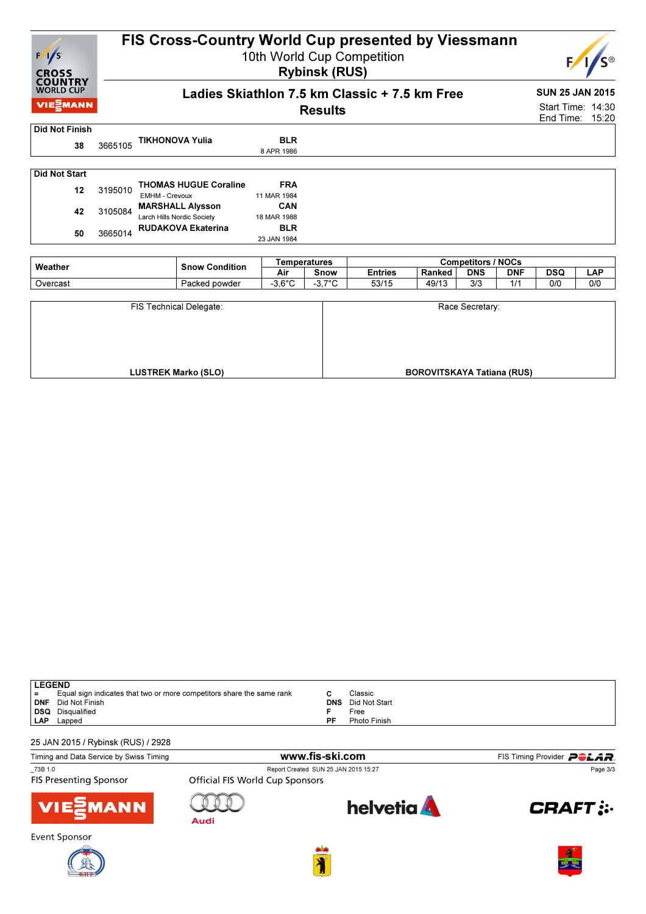# FIS Cross-Country World Cup presented by Viessmann

10th World Cup Competition
**Rybinsk (RUS)**

## Ladies Skiathlon 7.5 km Classic + 7.5 km Free
## Results

**SUN 25 JAN 2015**
Start Time: 14:30
End Time: 15:20

**Did Not Finish**

| | | | |
|---|---|---|---|
| 38 | 3665105 | **TIKHONOVA Yulia** | **BLR** 8 APR 1986 |

**Did Not Start**

| | | | |
|---|---|---|---|
| 12 | 3195010 | **THOMAS HUGUE Coraline** EMHM - Crevoux | **FRA** 11 MAR 1984 |
| 42 | 3105084 | **MARSHALL Alysson** Larch Hills Nordic Society | **CAN** 18 MAR 1988 |
| 50 | 3665014 | **RUDAKOVA Ekaterina** | **BLR** 23 JAN 1984 |

| Weather | Snow Condition | Temperatures | | Competitors / NOCs | | | | | |
|---|---|---|---|---|---|---|---|---|---|
| | | Air | Snow | Entries | Ranked | DNS | DNF | DSQ | LAP |
| Overcast | Packed powder | -3,6°C | -3,7°C | 53/15 | 49/13 | 3/3 | 1/1 | 0/0 | 0/0 |

| FIS Technical Delegate: | Race Secretary: |
|---|---|
| **LUSTREK Marko (SLO)** | **BOROVITSKAYA Tatiana (RUS)** |

**LEGEND**

| | | | |
|---|---|---|---|
| = | Equal sign indicates that two or more competitors share the same rank | C | Classic |
| DNF | Did Not Finish | DNS | Did Not Start |
| DSQ | Disqualified | F | Free |
| LAP | Lapped | PF | Photo Finish |

25 JAN 2015 / Rybinsk (RUS) / 2928

Timing and Data Service by Swiss Timing — www.fis-ski.com — FIS Timing Provider POLAR

_73B 1.0 — Report Created SUN 25 JAN 2015 15:27

FIS Presenting Sponsor — Official FIS World Cup Sponsors

Event Sponsor